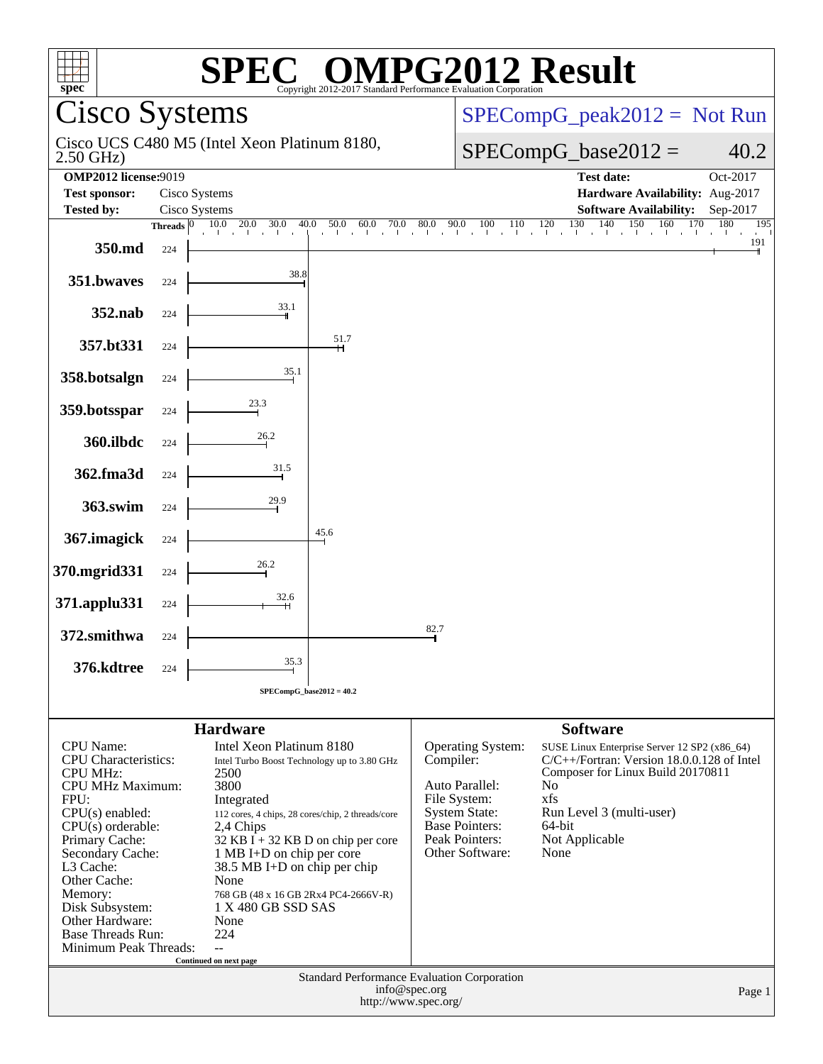# SPEC® OMPG2012 Result

Copyright 2012-2017 Standard Performance Evaluation Corporation

## Cisco Systems

Cisco UCS C480 M5 (Intel Xeon Platinum 8180, 2.50 GHz)

SPECompG_peak2012 = Not Run

SPECompG_base2012 = 40.2

| | | | |
|---|---|---|---|
| **OMP2012 license:** | 9019 | **Test date:** | Oct-2017 |
| **Test sponsor:** | Cisco Systems | **Hardware Availability:** | Aug-2017 |
| **Tested by:** | Cisco Systems | **Software Availability:** | Sep-2017 |

| Benchmark | Threads | Base Ratio |
|---|---|---|
| 350.md | 224 | 191 |
| 351.bwaves | 224 | 38.8 |
| 352.nab | 224 | 33.1 |
| 357.bt331 | 224 | 51.7 |
| 358.botsalgn | 224 | 35.1 |
| 359.botsspar | 224 | 23.3 |
| 360.ilbdc | 224 | 26.2 |
| 362.fma3d | 224 | 31.5 |
| 363.swim | 224 | 29.9 |
| 367.imagick | 224 | 45.6 |
| 370.mgrid331 | 224 | 26.2 |
| 371.applu331 | 224 | 32.6 |
| 372.smithwa | 224 | 82.7 |
| 376.kdtree | 224 | 35.3 |

SPECompG_base2012 = 40.2

### Hardware

| | |
|---|---|
| CPU Name: | Intel Xeon Platinum 8180 |
| CPU Characteristics: | Intel Turbo Boost Technology up to 3.80 GHz |
| CPU MHz: | 2500 |
| CPU MHz Maximum: | 3800 |
| FPU: | Integrated |
| CPU(s) enabled: | 112 cores, 4 chips, 28 cores/chip, 2 threads/core |
| CPU(s) orderable: | 2,4 Chips |
| Primary Cache: | 32 KB I + 32 KB D on chip per core |
| Secondary Cache: | 1 MB I+D on chip per core |
| L3 Cache: | 38.5 MB I+D on chip per chip |
| Other Cache: | None |
| Memory: | 768 GB (48 x 16 GB 2Rx4 PC4-2666V-R) |
| Disk Subsystem: | 1 X 480 GB SSD SAS |
| Other Hardware: | None |
| Base Threads Run: | 224 |
| Minimum Peak Threads: | -- |

Continued on next page

### Software

| | |
|---|---|
| Operating System: | SUSE Linux Enterprise Server 12 SP2 (x86_64) |
| Compiler: | C/C++/Fortran: Version 18.0.0.128 of Intel Composer for Linux Build 20170811 |
| Auto Parallel: | No |
| File System: | xfs |
| System State: | Run Level 3 (multi-user) |
| Base Pointers: | 64-bit |
| Peak Pointers: | Not Applicable |
| Other Software: | None |

Standard Performance Evaluation Corporation
info@spec.org
http://www.spec.org/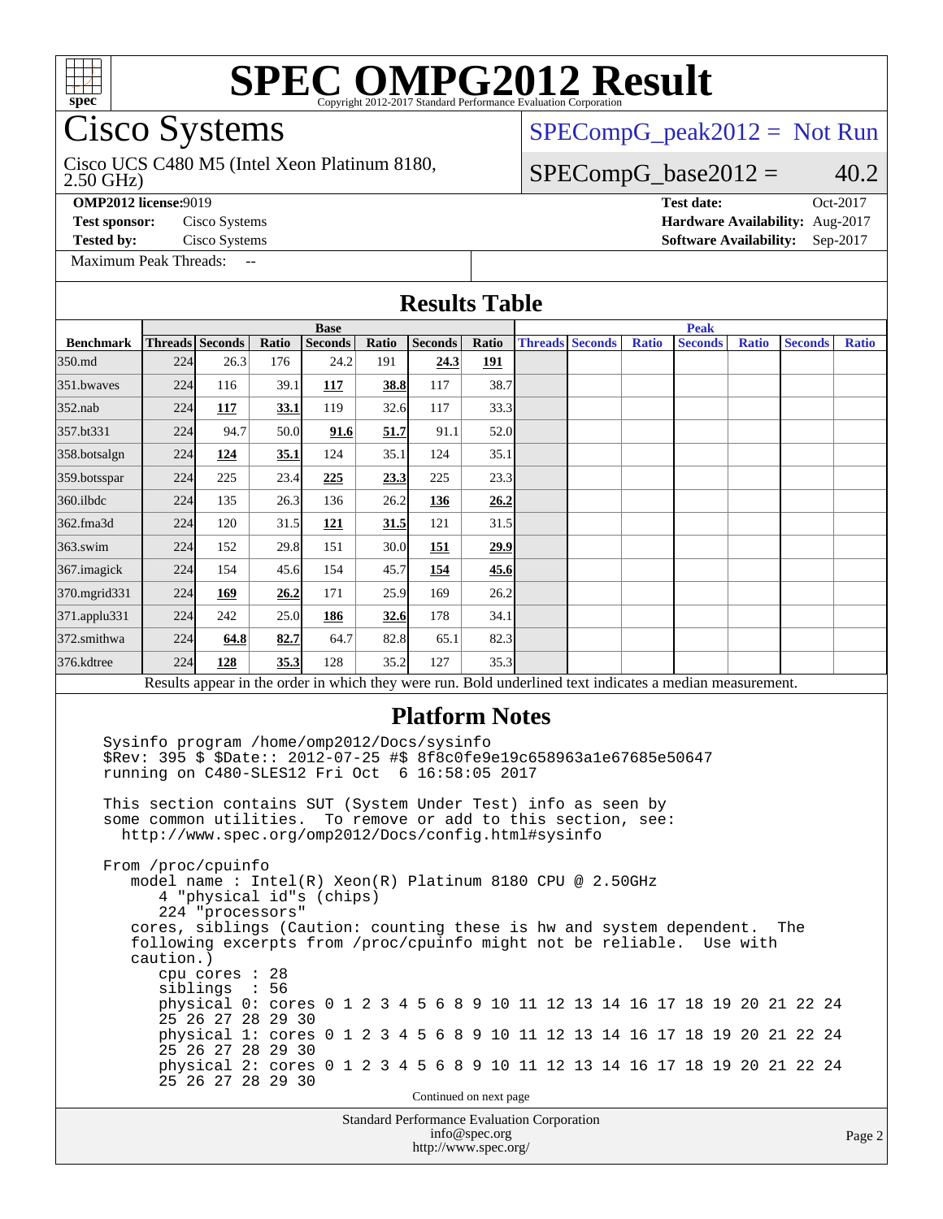# SPEC OMPG2012 Result

Copyright 2012-2017 Standard Performance Evaluation Corporation

## Cisco Systems

Cisco UCS C480 M5 (Intel Xeon Platinum 8180, 2.50 GHz)

SPECompG_peak2012 = Not Run

SPECompG_base2012 = 40.2

**OMP2012 license:** 9019
**Test sponsor:** Cisco Systems
**Tested by:** Cisco Systems
Maximum Peak Threads: --

**Test date:** Oct-2017
**Hardware Availability:** Aug-2017
**Software Availability:** Sep-2017

## Results Table

| Benchmark | Base | | | | | | | Peak | | | | | | |
|---|---|---|---|---|---|---|---|---|---|---|---|---|---|---|
| | Threads | Seconds | Ratio | Seconds | Ratio | Seconds | Ratio | Threads | Seconds | Ratio | Seconds | Ratio | Seconds | Ratio |
| 350.md | 224 | 26.3 | 176 | 24.2 | 191 | **24.3** | **191** | | | | | | | |
| 351.bwaves | 224 | 116 | 39.1 | **117** | **38.8** | 117 | 38.7 | | | | | | | |
| 352.nab | 224 | **117** | **33.1** | 119 | 32.6 | 117 | 33.3 | | | | | | | |
| 357.bt331 | 224 | 94.7 | 50.0 | **91.6** | **51.7** | 91.1 | 52.0 | | | | | | | |
| 358.botsalgn | 224 | **124** | **35.1** | 124 | 35.1 | 124 | 35.1 | | | | | | | |
| 359.botsspar | 224 | 225 | 23.4 | **225** | **23.3** | 225 | 23.3 | | | | | | | |
| 360.ilbdc | 224 | 135 | 26.3 | 136 | 26.2 | **136** | **26.2** | | | | | | | |
| 362.fma3d | 224 | 120 | 31.5 | **121** | **31.5** | 121 | 31.5 | | | | | | | |
| 363.swim | 224 | 152 | 29.8 | 151 | 30.0 | **151** | **29.9** | | | | | | | |
| 367.imagick | 224 | 154 | 45.6 | 154 | 45.7 | **154** | **45.6** | | | | | | | |
| 370.mgrid331 | 224 | **169** | **26.2** | 171 | 25.9 | 169 | 26.2 | | | | | | | |
| 371.applu331 | 224 | 242 | 25.0 | **186** | **32.6** | 178 | 34.1 | | | | | | | |
| 372.smithwa | 224 | **64.8** | **82.7** | 64.7 | 82.8 | 65.1 | 82.3 | | | | | | | |
| 376.kdtree | 224 | **128** | **35.3** | 128 | 35.2 | 127 | 35.3 | | | | | | | |

Results appear in the order in which they were run. Bold underlined text indicates a median measurement.

## Platform Notes

```
Sysinfo program /home/omp2012/Docs/sysinfo
$Rev: 395 $ $Date:: 2012-07-25 #$ 8f8c0fe9e19c658963a1e67685e50647
running on C480-SLES12 Fri Oct  6 16:58:05 2017

This section contains SUT (System Under Test) info as seen by
some common utilities.  To remove or add to this section, see:
  http://www.spec.org/omp2012/Docs/config.html#sysinfo

From /proc/cpuinfo
   model name : Intel(R) Xeon(R) Platinum 8180 CPU @ 2.50GHz
      4 "physical id"s (chips)
      224 "processors"
   cores, siblings (Caution: counting these is hw and system dependent.  The
   following excerpts from /proc/cpuinfo might not be reliable.  Use with
   caution.)
      cpu cores : 28
      siblings  : 56
      physical 0: cores 0 1 2 3 4 5 6 8 9 10 11 12 13 14 16 17 18 19 20 21 22 24
      25 26 27 28 29 30
      physical 1: cores 0 1 2 3 4 5 6 8 9 10 11 12 13 14 16 17 18 19 20 21 22 24
      25 26 27 28 29 30
      physical 2: cores 0 1 2 3 4 5 6 8 9 10 11 12 13 14 16 17 18 19 20 21 22 24
      25 26 27 28 29 30
```

Continued on next page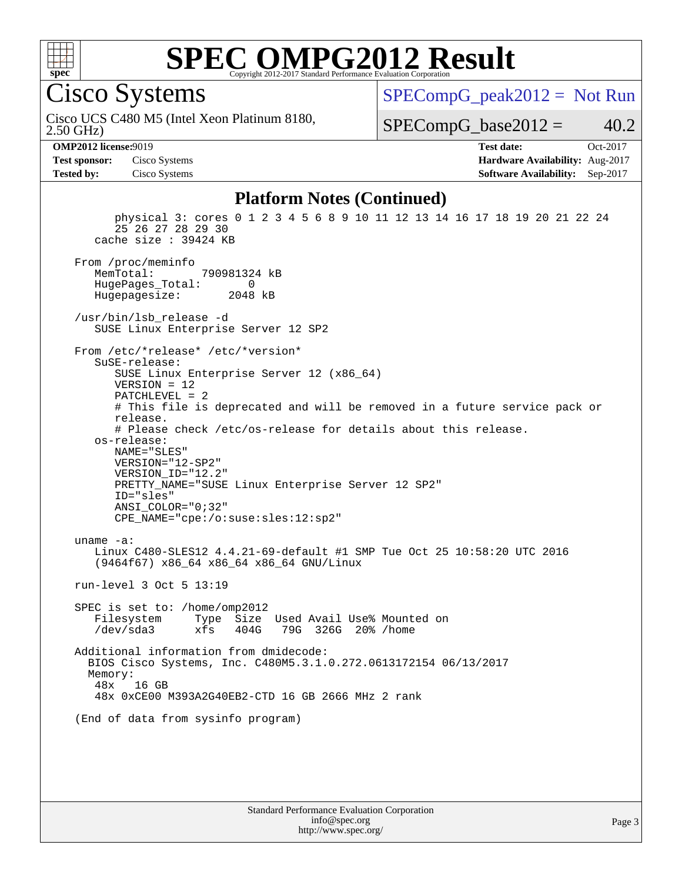# Cisco Systems

Cisco UCS C480 M5 (Intel Xeon Platinum 8180, 2.50 GHz)

SPECompG_peak2012 = Not Run

SPECompG_base2012 = 40.2

**OMP2012 license:** 9019
**Test sponsor:** Cisco Systems
**Tested by:** Cisco Systems

**Test date:** Oct-2017
**Hardware Availability:** Aug-2017
**Software Availability:** Sep-2017

## Platform Notes (Continued)

```
        physical 3: cores 0 1 2 3 4 5 6 8 9 10 11 12 13 14 16 17 18 19 20 21 22 24
        25 26 27 28 29 30
     cache size : 39424 KB

  From /proc/meminfo
     MemTotal:       790981324 kB
     HugePages_Total:       0
     Hugepagesize:       2048 kB

  /usr/bin/lsb_release -d
     SUSE Linux Enterprise Server 12 SP2

  From /etc/*release* /etc/*version*
     SuSE-release:
        SUSE Linux Enterprise Server 12 (x86_64)
        VERSION = 12
        PATCHLEVEL = 2
        # This file is deprecated and will be removed in a future service pack or
        release.
        # Please check /etc/os-release for details about this release.
     os-release:
        NAME="SLES"
        VERSION="12-SP2"
        VERSION_ID="12.2"
        PRETTY_NAME="SUSE Linux Enterprise Server 12 SP2"
        ID="sles"
        ANSI_COLOR="0;32"
        CPE_NAME="cpe:/o:suse:sles:12:sp2"

  uname -a:
     Linux C480-SLES12 4.4.21-69-default #1 SMP Tue Oct 25 10:58:20 UTC 2016
     (9464f67) x86_64 x86_64 x86_64 GNU/Linux

  run-level 3 Oct 5 13:19

  SPEC is set to: /home/omp2012
     Filesystem     Type  Size  Used Avail Use% Mounted on
     /dev/sda3      xfs   404G   79G  326G  20% /home

  Additional information from dmidecode:
    BIOS Cisco Systems, Inc. C480M5.3.1.0.272.0613172154 06/13/2017
    Memory:
     48x   16 GB
     48x 0xCE00 M393A2G40EB2-CTD 16 GB 2666 MHz 2 rank

  (End of data from sysinfo program)
```

Standard Performance Evaluation Corporation
info@spec.org
http://www.spec.org/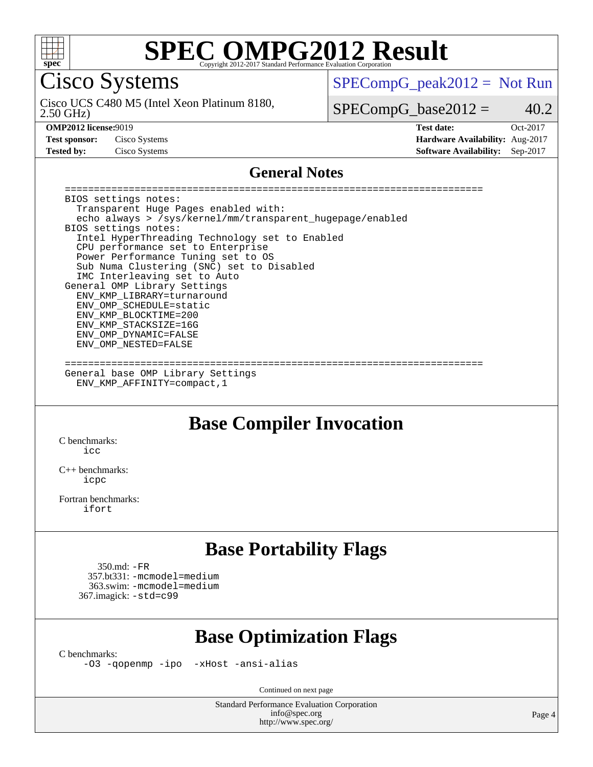# SPEC OMPG2012 Result

Copyright 2012-2017 Standard Performance Evaluation Corporation

## Cisco Systems

Cisco UCS C480 M5 (Intel Xeon Platinum 8180, 2.50 GHz)

SPECompG_peak2012 = Not Run

SPECompG_base2012 = 40.2

**OMP2012 license:** 9019
**Test sponsor:** Cisco Systems
**Tested by:** Cisco Systems

**Test date:** Oct-2017
**Hardware Availability:** Aug-2017
**Software Availability:** Sep-2017

## General Notes

```
========================================================================
BIOS settings notes:
  Transparent Huge Pages enabled with:
  echo always > /sys/kernel/mm/transparent_hugepage/enabled
BIOS settings notes:
  Intel HyperThreading Technology set to Enabled
  CPU performance set to Enterprise
  Power Performance Tuning set to OS
  Sub Numa Clustering (SNC) set to Disabled
  IMC Interleaving set to Auto
General OMP Library Settings
  ENV_KMP_LIBRARY=turnaround
  ENV_OMP_SCHEDULE=static
  ENV_KMP_BLOCKTIME=200
  ENV_KMP_STACKSIZE=16G
  ENV_OMP_DYNAMIC=FALSE
  ENV_OMP_NESTED=FALSE

========================================================================
General base OMP Library Settings
  ENV_KMP_AFFINITY=compact,1
```

## Base Compiler Invocation

C benchmarks:
    icc

C++ benchmarks:
    icpc

Fortran benchmarks:
    ifort

## Base Portability Flags

350.md: -FR
357.bt331: -mcmodel=medium
363.swim: -mcmodel=medium
367.imagick: -std=c99

## Base Optimization Flags

C benchmarks:
    -O3 -qopenmp -ipo -xHost -ansi-alias

Continued on next page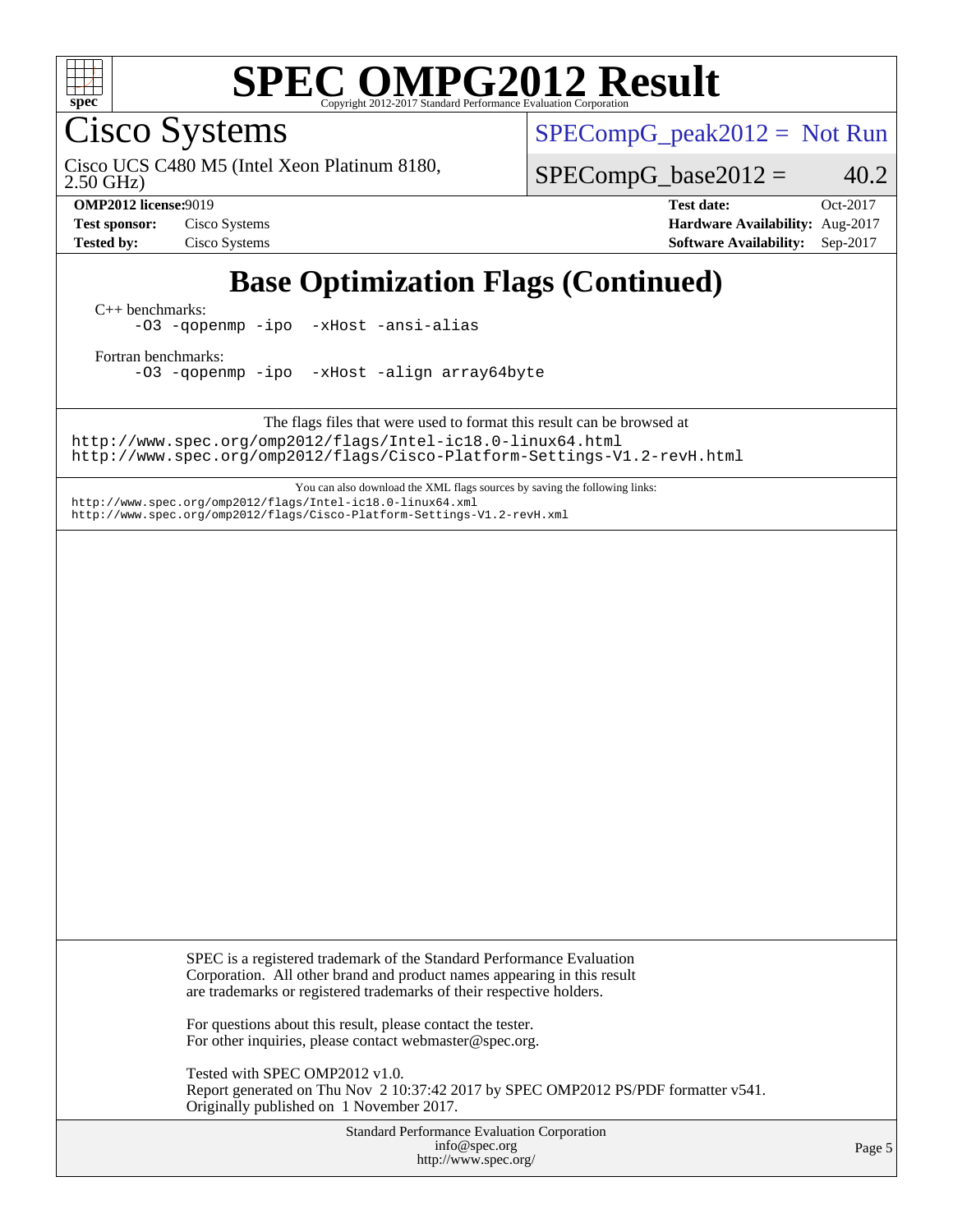## Base Optimization Flags (Continued)

C++ benchmarks:

```
-O3 -qopenmp -ipo  -xHost -ansi-alias
```

Fortran benchmarks:

```
-O3 -qopenmp -ipo  -xHost -align array64byte
```

The flags files that were used to format this result can be browsed at

http://www.spec.org/omp2012/flags/Intel-ic18.0-linux64.html
http://www.spec.org/omp2012/flags/Cisco-Platform-Settings-V1.2-revH.html

You can also download the XML flags sources by saving the following links:

http://www.spec.org/omp2012/flags/Intel-ic18.0-linux64.xml
http://www.spec.org/omp2012/flags/Cisco-Platform-Settings-V1.2-revH.xml

SPEC is a registered trademark of the Standard Performance Evaluation Corporation. All other brand and product names appearing in this result are trademarks or registered trademarks of their respective holders.

For questions about this result, please contact the tester.
For other inquiries, please contact webmaster@spec.org.

Tested with SPEC OMP2012 v1.0.
Report generated on Thu Nov 2 10:37:42 2017 by SPEC OMP2012 PS/PDF formatter v541.
Originally published on 1 November 2017.